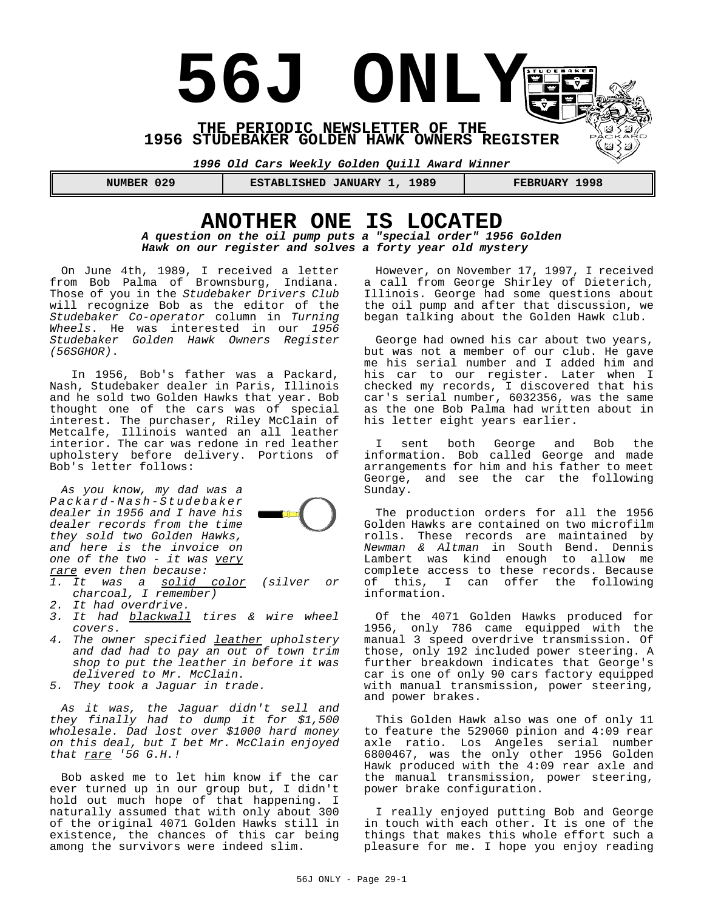# 56J ONLY

**THE PERIODIC NEWSLETTER OF THE 1956 STUDEBAKER GOLDEN HAWK OWNERS REGISTER**

***1996 Old Cars Weekly Golden Quill Award Winner***

| NUMBER 029 | ESTABLISHED JANUARY 1, 1989 | FEBRUARY 1998 |
|---|---|---|

## ANOTHER ONE IS LOCATED

***A question on the oil pump puts a "special order" 1956 Golden Hawk on our register and solves a forty year old mystery***

On June 4th, 1989, I received a letter from Bob Palma of Brownsburg, Indiana. Those of you in the *Studebaker Drivers Club* will recognize Bob as the editor of the *Studebaker Co-operator* column in *Turning Wheels*. He was interested in our *1956 Studebaker Golden Hawk Owners Register (56SGHOR)*.

In 1956, Bob's father was a Packard, Nash, Studebaker dealer in Paris, Illinois and he sold two Golden Hawks that year. Bob thought one of the cars was of special interest. The purchaser, Riley McClain of Metcalfe, Illinois wanted an all leather interior. The car was redone in red leather upholstery before delivery. Portions of Bob's letter follows:

*As you know, my dad was a Packard-Nash-Studebaker dealer in 1956 and I have his dealer records from the time they sold two Golden Hawks, and here is the invoice on one of the two - it was very rare even then because:*

1. *It was a solid color (silver or charcoal, I remember)*
2. *It had overdrive.*
3. *It had blackwall tires & wire wheel covers.*
4. *The owner specified leather upholstery and dad had to pay an out of town trim shop to put the leather in before it was delivered to Mr. McClain.*
5. *They took a Jaguar in trade.*

*As it was, the Jaguar didn't sell and they finally had to dump it for $1,500 wholesale. Dad lost over $1000 hard money on this deal, but I bet Mr. McClain enjoyed that rare '56 G.H.!*

Bob asked me to let him know if the car ever turned up in our group but, I didn't hold out much hope of that happening. I naturally assumed that with only about 300 of the original 4071 Golden Hawks still in existence, the chances of this car being among the survivors were indeed slim.

However, on November 17, 1997, I received a call from George Shirley of Dieterich, Illinois. George had some questions about the oil pump and after that discussion, we began talking about the Golden Hawk club.

George had owned his car about two years, but was not a member of our club. He gave me his serial number and I added him and his car to our register. Later when I checked my records, I discovered that his car's serial number, 6032356, was the same as the one Bob Palma had written about in his letter eight years earlier.

I sent both George and Bob the information. Bob called George and made arrangements for him and his father to meet George, and see the car the following Sunday.

The production orders for all the 1956 Golden Hawks are contained on two microfilm rolls. These records are maintained by *Newman & Altman* in South Bend. Dennis Lambert was kind enough to allow me complete access to these records. Because of this, I can offer the following information.

Of the 4071 Golden Hawks produced for 1956, only 786 came equipped with the manual 3 speed overdrive transmission. Of those, only 192 included power steering. A further breakdown indicates that George's car is one of only 90 cars factory equipped with manual transmission, power steering, and power brakes.

This Golden Hawk also was one of only 11 to feature the 529060 pinion and 4:09 rear axle ratio. Los Angeles serial number 6800467, was the only other 1956 Golden Hawk produced with the 4:09 rear axle and the manual transmission, power steering, power brake configuration.

I really enjoyed putting Bob and George in touch with each other. It is one of the things that makes this whole effort such a pleasure for me. I hope you enjoy reading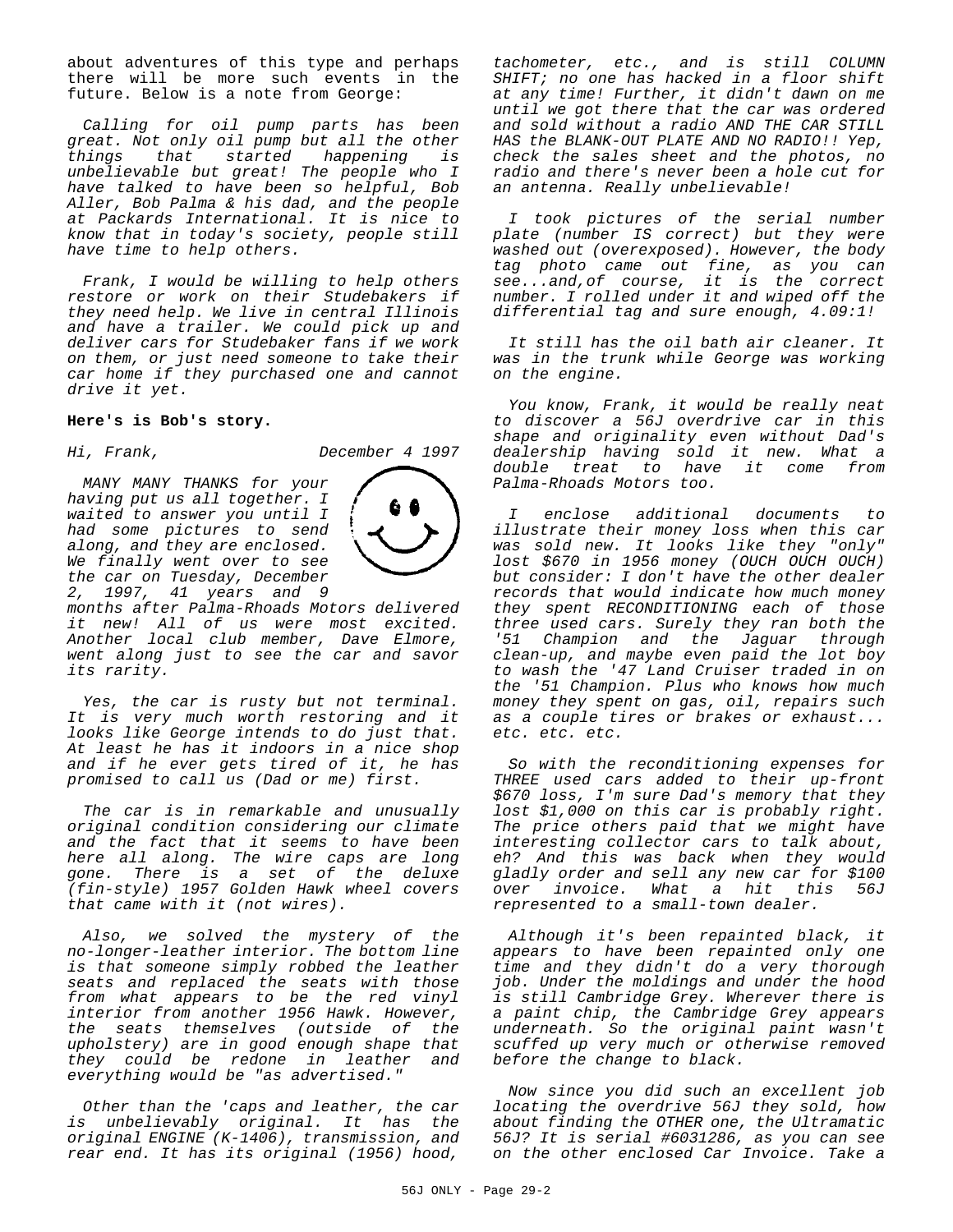about adventures of this type and perhaps there will be more such events in the future. Below is a note from George:

*Calling for oil pump parts has been great. Not only oil pump but all the other things that started happening is unbelievable but great! The people who I have talked to have been so helpful, Bob Aller, Bob Palma & his dad, and the people at Packards International. It is nice to know that in today's society, people still have time to help others.*

*Frank, I would be willing to help others restore or work on their Studebakers if they need help. We live in central Illinois and have a trailer. We could pick up and deliver cars for Studebaker fans if we work on them, or just need someone to take their car home if they purchased one and cannot drive it yet.*

**Here's is Bob's story.**

*Hi, Frank,* *December 4 1997*

*MANY MANY THANKS for your having put us all together. I waited to answer you until I had some pictures to send along, and they are enclosed. We finally went over to see the car on Tuesday, December 2, 1997, 41 years and 9 months after Palma-Rhoads Motors delivered it new! All of us were most excited. Another local club member, Dave Elmore, went along just to see the car and savor its rarity.*

*Yes, the car is rusty but not terminal. It is very much worth restoring and it looks like George intends to do just that. At least he has it indoors in a nice shop and if he ever gets tired of it, he has promised to call us (Dad or me) first.*

*The car is in remarkable and unusually original condition considering our climate and the fact that it seems to have been here all along. The wire caps are long gone. There is a set of the deluxe (fin-style) 1957 Golden Hawk wheel covers that came with it (not wires).*

*Also, we solved the mystery of the no-longer-leather interior. The bottom line is that someone simply robbed the leather seats and replaced the seats with those from what appears to be the red vinyl interior from another 1956 Hawk. However, the seats themselves (outside of the upholstery) are in good enough shape that they could be redone in leather and everything would be "as advertised."*

*Other than the 'caps and leather, the car is unbelievably original. It has the original ENGINE (K-1406), transmission, and rear end. It has its original (1956) hood, tachometer, etc., and is still COLUMN SHIFT; no one has hacked in a floor shift at any time! Further, it didn't dawn on me until we got there that the car was ordered and sold without a radio AND THE CAR STILL HAS the BLANK-OUT PLATE AND NO RADIO!! Yep, check the sales sheet and the photos, no radio and there's never been a hole cut for an antenna. Really unbelievable!*

*I took pictures of the serial number plate (number IS correct) but they were washed out (overexposed). However, the body tag photo came out fine, as you can see...and,of course, it is the correct number. I rolled under it and wiped off the differential tag and sure enough, 4.09:1!*

*It still has the oil bath air cleaner. It was in the trunk while George was working on the engine.*

*You know, Frank, it would be really neat to discover a 56J overdrive car in this shape and originality even without Dad's dealership having sold it new. What a double treat to have it come from Palma-Rhoads Motors too.*

*I enclose additional documents to illustrate their money loss when this car was sold new. It looks like they "only" lost $670 in 1956 money (OUCH OUCH OUCH) but consider: I don't have the other dealer records that would indicate how much money they spent RECONDITIONING each of those three used cars. Surely they ran both the '51 Champion and the Jaguar through clean-up, and maybe even paid the lot boy to wash the '47 Land Cruiser traded in on the '51 Champion. Plus who knows how much money they spent on gas, oil, repairs such as a couple tires or brakes or exhaust... etc. etc. etc.*

*So with the reconditioning expenses for THREE used cars added to their up-front $670 loss, I'm sure Dad's memory that they lost $1,000 on this car is probably right. The price others paid that we might have interesting collector cars to talk about, eh? And this was back when they would gladly order and sell any new car for $100 over invoice. What a hit this 56J represented to a small-town dealer.*

*Although it's been repainted black, it appears to have been repainted only one time and they didn't do a very thorough job. Under the moldings and under the hood is still Cambridge Grey. Wherever there is a paint chip, the Cambridge Grey appears underneath. So the original paint wasn't scuffed up very much or otherwise removed before the change to black.*

*Now since you did such an excellent job locating the overdrive 56J they sold, how about finding the OTHER one, the Ultramatic 56J? It is serial #6031286, as you can see on the other enclosed Car Invoice. Take a*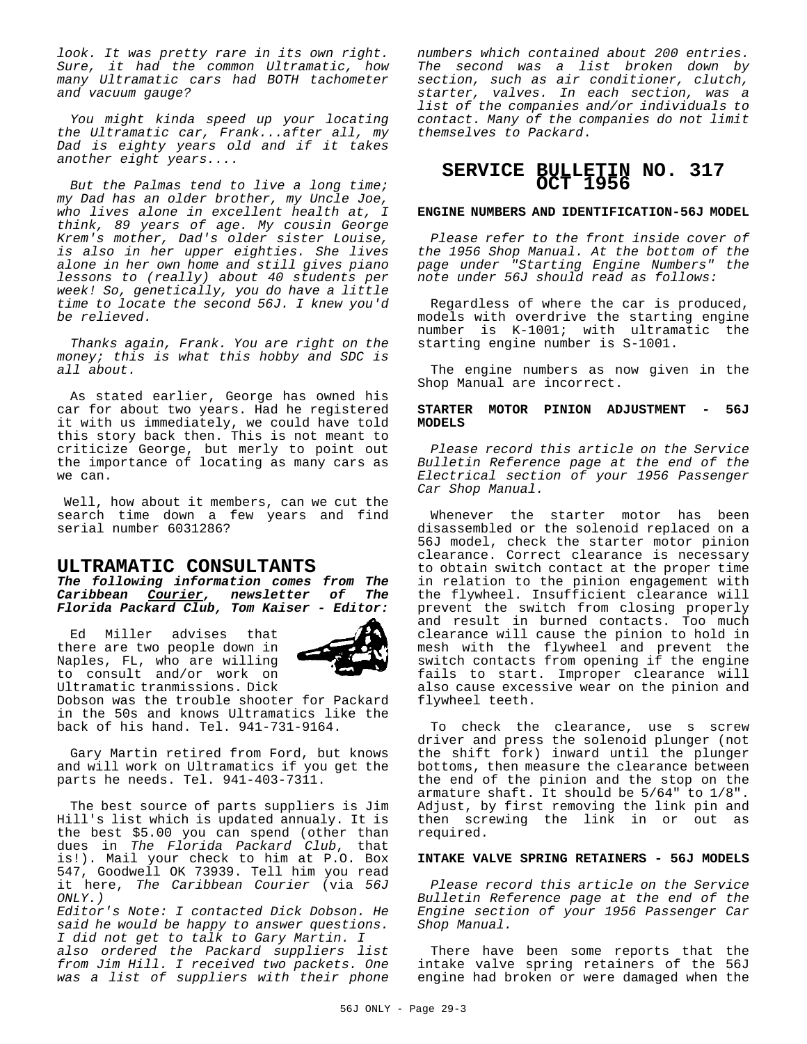*look. It was pretty rare in its own right. Sure, it had the common Ultramatic, how many Ultramatic cars had BOTH tachometer and vacuum gauge?*

*You might kinda speed up your locating the Ultramatic car, Frank...after all, my Dad is eighty years old and if it takes another eight years....*

*But the Palmas tend to live a long time; my Dad has an older brother, my Uncle Joe, who lives alone in excellent health at, I think, 89 years of age. My cousin George Krem's mother, Dad's older sister Louise, is also in her upper eighties. She lives alone in her own home and still gives piano lessons to (really) about 40 students per week! So, genetically, you do have a little time to locate the second 56J. I knew you'd be relieved.*

*Thanks again, Frank. You are right on the money; this is what this hobby and SDC is all about.*

As stated earlier, George has owned his car for about two years. Had he registered it with us immediately, we could have told this story back then. This is not meant to criticize George, but merly to point out the importance of locating as many cars as we can.

Well, how about it members, can we cut the search time down a few years and find serial number 6031286?

## ULTRAMATIC CONSULTANTS

***The following information comes from The Caribbean Courier, newsletter of The Florida Packard Club, Tom Kaiser - Editor:***

Ed Miller advises that there are two people down in Naples, FL, who are willing to consult and/or work on Ultramatic tranmissions. Dick Dobson was the trouble shooter for Packard in the 50s and knows Ultramatics like the back of his hand. Tel. 941-731-9164.

Gary Martin retired from Ford, but knows and will work on Ultramatics if you get the parts he needs. Tel. 941-403-7311.

The best source of parts suppliers is Jim Hill's list which is updated annualy. It is the best $5.00 you can spend (other than dues in *The Florida Packard Club*, that is!). Mail your check to him at P.O. Box 547, Goodwell OK 73939. Tell him you read it here, *The Caribbean Courier* (via *56J ONLY.)*

*Editor's Note: I contacted Dick Dobson. He said he would be happy to answer questions. I did not get to talk to Gary Martin. I also ordered the Packard suppliers list from Jim Hill. I received two packets. One was a list of suppliers with their phone numbers which contained about 200 entries. The second was a list broken down by section, such as air conditioner, clutch, starter, valves. In each section, was a list of the companies and/or individuals to contact. Many of the companies do not limit themselves to Packard.*

## SERVICE BULLETIN NO. 317 OCT 1956

**ENGINE NUMBERS AND IDENTIFICATION-56J MODEL**

*Please refer to the front inside cover of the 1956 Shop Manual. At the bottom of the page under "Starting Engine Numbers" the note under 56J should read as follows:*

Regardless of where the car is produced, models with overdrive the starting engine number is K-1001; with ultramatic the starting engine number is S-1001.

The engine numbers as now given in the Shop Manual are incorrect.

**STARTER MOTOR PINION ADJUSTMENT - 56J MODELS**

*Please record this article on the Service Bulletin Reference page at the end of the Electrical section of your 1956 Passenger Car Shop Manual.*

Whenever the starter motor has been disassembled or the solenoid replaced on a 56J model, check the starter motor pinion clearance. Correct clearance is necessary to obtain switch contact at the proper time in relation to the pinion engagement with the flywheel. Insufficient clearance will prevent the switch from closing properly and result in burned contacts. Too much clearance will cause the pinion to hold in mesh with the flywheel and prevent the switch contacts from opening if the engine fails to start. Improper clearance will also cause excessive wear on the pinion and flywheel teeth.

To check the clearance, use s screw driver and press the solenoid plunger (not the shift fork) inward until the plunger bottoms, then measure the clearance between the end of the pinion and the stop on the armature shaft. It should be 5/64" to 1/8". Adjust, by first removing the link pin and then screwing the link in or out as required.

**INTAKE VALVE SPRING RETAINERS - 56J MODELS**

*Please record this article on the Service Bulletin Reference page at the end of the Engine section of your 1956 Passenger Car Shop Manual.*

There have been some reports that the intake valve spring retainers of the 56J engine had broken or were damaged when the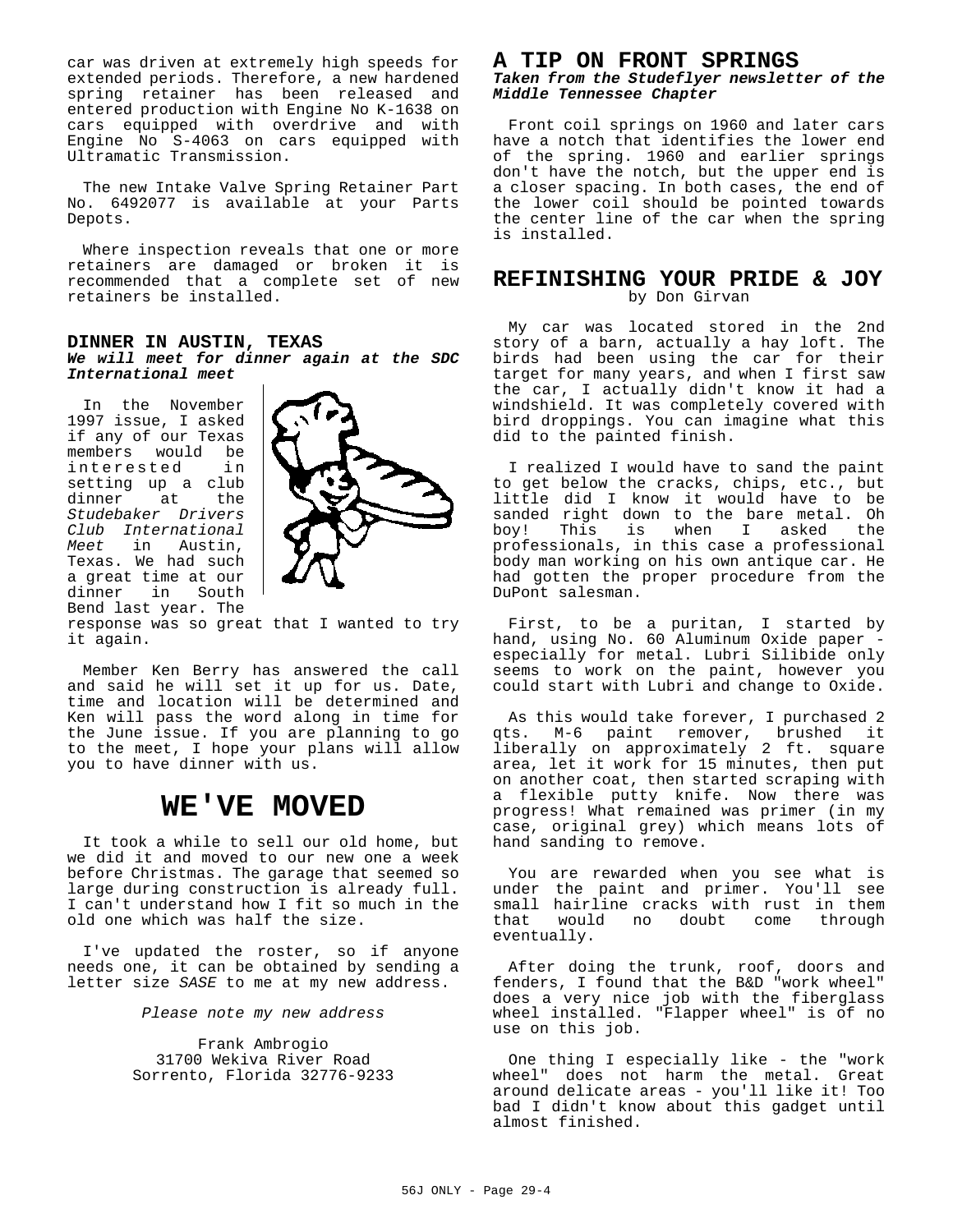car was driven at extremely high speeds for extended periods. Therefore, a new hardened spring retainer has been released and entered production with Engine No K-1638 on cars equipped with overdrive and with Engine No S-4063 on cars equipped with Ultramatic Transmission.

The new Intake Valve Spring Retainer Part No. 6492077 is available at your Parts Depots.

Where inspection reveals that one or more retainers are damaged or broken it is recommended that a complete set of new retainers be installed.

### DINNER IN AUSTIN, TEXAS

***We will meet for dinner again at the SDC International meet***

In the November 1997 issue, I asked if any of our Texas members would be interested in setting up a club dinner at the *Studebaker Drivers Club International Meet* in Austin, Texas. We had such a great time at our dinner in South Bend last year. The response was so great that I wanted to try it again.

Member Ken Berry has answered the call and said he will set it up for us. Date, time and location will be determined and Ken will pass the word along in time for the June issue. If you are planning to go to the meet, I hope your plans will allow you to have dinner with us.

## WE'VE MOVED

It took a while to sell our old home, but we did it and moved to our new one a week before Christmas. The garage that seemed so large during construction is already full. I can't understand how I fit so much in the old one which was half the size.

I've updated the roster, so if anyone needs one, it can be obtained by sending a letter size *SASE* to me at my new address.

*Please note my new address*

Frank Ambrogio
31700 Wekiva River Road
Sorrento, Florida 32776-9233

## A TIP ON FRONT SPRINGS

***Taken from the Studeflyer newsletter of the Middle Tennessee Chapter***

Front coil springs on 1960 and later cars have a notch that identifies the lower end of the spring. 1960 and earlier springs don't have the notch, but the upper end is a closer spacing. In both cases, the end of the lower coil should be pointed towards the center line of the car when the spring is installed.

## REFINISHING YOUR PRIDE & JOY

by Don Girvan

My car was located stored in the 2nd story of a barn, actually a hay loft. The birds had been using the car for their target for many years, and when I first saw the car, I actually didn't know it had a windshield. It was completely covered with bird droppings. You can imagine what this did to the painted finish.

I realized I would have to sand the paint to get below the cracks, chips, etc., but little did I know it would have to be sanded right down to the bare metal. Oh boy! This is when I asked the professionals, in this case a professional body man working on his own antique car. He had gotten the proper procedure from the DuPont salesman.

First, to be a puritan, I started by hand, using No. 60 Aluminum Oxide paper - especially for metal. Lubri Silibide only seems to work on the paint, however you could start with Lubri and change to Oxide.

As this would take forever, I purchased 2 qts. M-6 paint remover, brushed it liberally on approximately 2 ft. square area, let it work for 15 minutes, then put on another coat, then started scraping with a flexible putty knife. Now there was progress! What remained was primer (in my case, original grey) which means lots of hand sanding to remove.

You are rewarded when you see what is under the paint and primer. You'll see small hairline cracks with rust in them that would no doubt come through eventually.

After doing the trunk, roof, doors and fenders, I found that the B&D "work wheel" does a very nice job with the fiberglass wheel installed. "Flapper wheel" is of no use on this job.

One thing I especially like - the "work wheel" does not harm the metal. Great around delicate areas - you'll like it! Too bad I didn't know about this gadget until almost finished.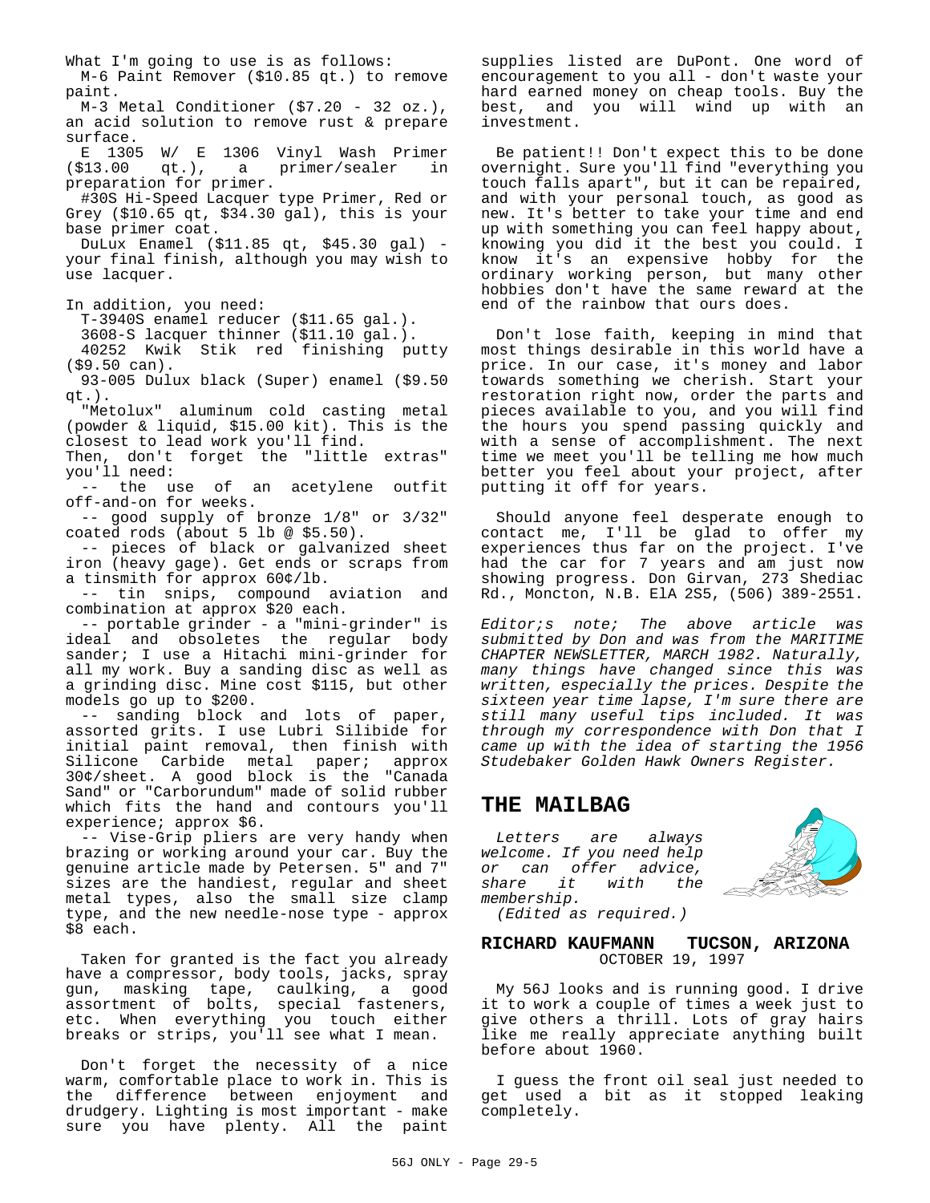What I'm going to use is as follows:

M-6 Paint Remover ($10.85 qt.) to remove paint.

M-3 Metal Conditioner ($7.20 - 32 oz.), an acid solution to remove rust & prepare surface.

E 1305 W/ E 1306 Vinyl Wash Primer ($13.00 qt.), a primer/sealer in preparation for primer.

#30S Hi-Speed Lacquer type Primer, Red or Grey ($10.65 qt, $34.30 gal), this is your base primer coat.

DuLux Enamel ($11.85 qt, $45.30 gal) - your final finish, although you may wish to use lacquer.

In addition, you need:

T-3940S enamel reducer ($11.65 gal.).

3608-S lacquer thinner ($11.10 gal.).

40252 Kwik Stik red finishing putty ($9.50 can).

93-005 Dulux black (Super) enamel ($9.50 qt.).

"Metolux" aluminum cold casting metal (powder & liquid, $15.00 kit). This is the closest to lead work you'll find.

Then, don't forget the "little extras" you'll need:

-- the use of an acetylene outfit off-and-on for weeks.

-- good supply of bronze 1/8" or 3/32" coated rods (about 5 lb @ $5.50).

-- pieces of black or galvanized sheet iron (heavy gage). Get ends or scraps from a tinsmith for approx 60¢/lb.

-- tin snips, compound aviation and combination at approx $20 each.

-- portable grinder - a "mini-grinder" is ideal and obsoletes the regular body sander; I use a Hitachi mini-grinder for all my work. Buy a sanding disc as well as a grinding disc. Mine cost $115, but other models go up to $200.

-- sanding block and lots of paper, assorted grits. I use Lubri Silibide for initial paint removal, then finish with Silicone Carbide metal paper; approx 30¢/sheet. A good block is the "Canada Sand" or "Carborundum" made of solid rubber which fits the hand and contours you'll experience; approx $6.

-- Vise-Grip pliers are very handy when brazing or working around your car. Buy the genuine article made by Petersen. 5" and 7" sizes are the handiest, regular and sheet metal types, also the small size clamp type, and the new needle-nose type - approx $8 each.

Taken for granted is the fact you already have a compressor, body tools, jacks, spray gun, masking tape, caulking, a good assortment of bolts, special fasteners, etc. When everything you touch either breaks or strips, you'll see what I mean.

Don't forget the necessity of a nice warm, comfortable place to work in. This is the difference between enjoyment and drudgery. Lighting is most important - make sure you have plenty. All the paint supplies listed are DuPont. One word of encouragement to you all - don't waste your hard earned money on cheap tools. Buy the best, and you will wind up with an investment.

Be patient!! Don't expect this to be done overnight. Sure you'll find "everything you touch falls apart", but it can be repaired, and with your personal touch, as good as new. It's better to take your time and end up with something you can feel happy about, knowing you did it the best you could. I know it's an expensive hobby for the ordinary working person, but many other hobbies don't have the same reward at the end of the rainbow that ours does.

Don't lose faith, keeping in mind that most things desirable in this world have a price. In our case, it's money and labor towards something we cherish. Start your restoration right now, order the parts and pieces available to you, and you will find the hours you spend passing quickly and with a sense of accomplishment. The next time we meet you'll be telling me how much better you feel about your project, after putting it off for years.

Should anyone feel desperate enough to contact me, I'll be glad to offer my experiences thus far on the project. I've had the car for 7 years and am just now showing progress. Don Girvan, 273 Shediac Rd., Moncton, N.B. ElA 2S5, (506) 389-2551.

*Editor;s note; The above article was submitted by Don and was from the MARITIME CHAPTER NEWSLETTER, MARCH 1982. Naturally, many things have changed since this was written, especially the prices. Despite the sixteen year time lapse, I'm sure there are still many useful tips included. It was through my correspondence with Don that I came up with the idea of starting the 1956 Studebaker Golden Hawk Owners Register.*

## THE MAILBAG

*Letters are always welcome. If you need help or can offer advice, share it with the membership.*
*(Edited as required.)*

**RICHARD KAUFMANN TUCSON, ARIZONA**
OCTOBER 19, 1997

My 56J looks and is running good. I drive it to work a couple of times a week just to give others a thrill. Lots of gray hairs like me really appreciate anything built before about 1960.

I guess the front oil seal just needed to get used a bit as it stopped leaking completely.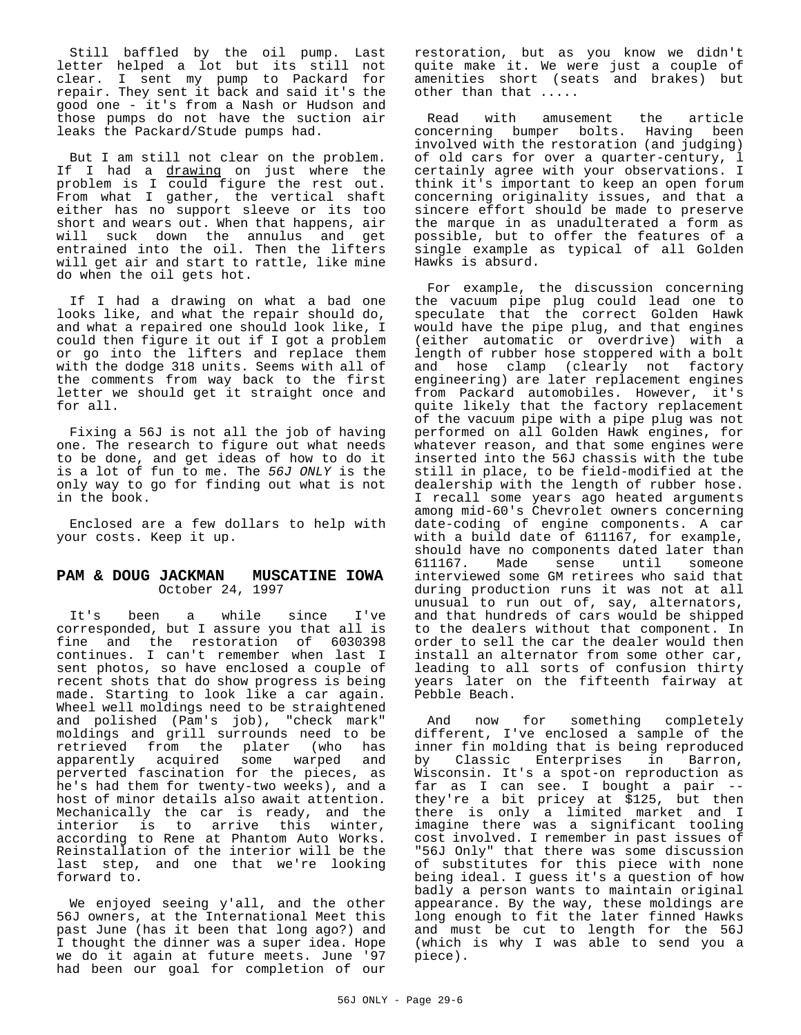Still baffled by the oil pump. Last letter helped a lot but its still not clear. I sent my pump to Packard for repair. They sent it back and said it's the good one - it's from a Nash or Hudson and those pumps do not have the suction air leaks the Packard/Stude pumps had.

But I am still not clear on the problem. If I had a <u>drawing</u> on just where the problem is I could figure the rest out. From what I gather, the vertical shaft either has no support sleeve or its too short and wears out. When that happens, air will suck down the annulus and get entrained into the oil. Then the lifters will get air and start to rattle, like mine do when the oil gets hot.

If I had a drawing on what a bad one looks like, and what the repair should do, and what a repaired one should look like, I could then figure it out if I got a problem or go into the lifters and replace them with the dodge 318 units. Seems with all of the comments from way back to the first letter we should get it straight once and for all.

Fixing a 56J is not all the job of having one. The research to figure out what needs to be done, and get ideas of how to do it is a lot of fun to me. The *56J ONLY* is the only way to go for finding out what is not in the book.

Enclosed are a few dollars to help with your costs. Keep it up.

### PAM & DOUG JACKMAN MUSCATINE IOWA

October 24, 1997

It's been a while since I've corresponded, but I assure you that all is fine and the restoration of 6030398 continues. I can't remember when last I sent photos, so have enclosed a couple of recent shots that do show progress is being made. Starting to look like a car again. Wheel well moldings need to be straightened and polished (Pam's job), "check mark" moldings and grill surrounds need to be retrieved from the plater (who has apparently acquired some warped and perverted fascination for the pieces, as he's had them for twenty-two weeks), and a host of minor details also await attention. Mechanically the car is ready, and the interior is to arrive this winter, according to Rene at Phantom Auto Works. Reinstallation of the interior will be the last step, and one that we're looking forward to.

We enjoyed seeing y'all, and the other 56J owners, at the International Meet this past June (has it been that long ago?) and I thought the dinner was a super idea. Hope we do it again at future meets. June '97 had been our goal for completion of our restoration, but as you know we didn't quite make it. We were just a couple of amenities short (seats and brakes) but other than that .....

Read with amusement the article concerning bumper bolts. Having been involved with the restoration (and judging) of old cars for over a quarter-century, I certainly agree with your observations. I think it's important to keep an open forum concerning originality issues, and that a sincere effort should be made to preserve the marque in as unadulterated a form as possible, but to offer the features of a single example as typical of all Golden Hawks is absurd.

For example, the discussion concerning the vacuum pipe plug could lead one to speculate that the correct Golden Hawk would have the pipe plug, and that engines (either automatic or overdrive) with a length of rubber hose stoppered with a bolt and hose clamp (clearly not factory engineering) are later replacement engines from Packard automobiles. However, it's quite likely that the factory replacement of the vacuum pipe with a pipe plug was not performed on all Golden Hawk engines, for whatever reason, and that some engines were inserted into the 56J chassis with the tube still in place, to be field-modified at the dealership with the length of rubber hose. I recall some years ago heated arguments among mid-60's Chevrolet owners concerning date-coding of engine components. A car with a build date of 611167, for example, should have no components dated later than 611167. Made sense until someone interviewed some GM retirees who said that during production runs it was not at all unusual to run out of, say, alternators, and that hundreds of cars would be shipped to the dealers without that component. In order to sell the car the dealer would then install an alternator from some other car, leading to all sorts of confusion thirty years later on the fifteenth fairway at Pebble Beach.

And now for something completely different, I've enclosed a sample of the inner fin molding that is being reproduced by Classic Enterprises in Barron, Wisconsin. It's a spot-on reproduction as far as I can see. I bought a pair -- they're a bit pricey at $125, but then there is only a limited market and I imagine there was a significant tooling cost involved. I remember in past issues of "56J Only" that there was some discussion of substitutes for this piece with none being ideal. I guess it's a question of how badly a person wants to maintain original appearance. By the way, these moldings are long enough to fit the later finned Hawks and must be cut to length for the 56J (which is why I was able to send you a piece).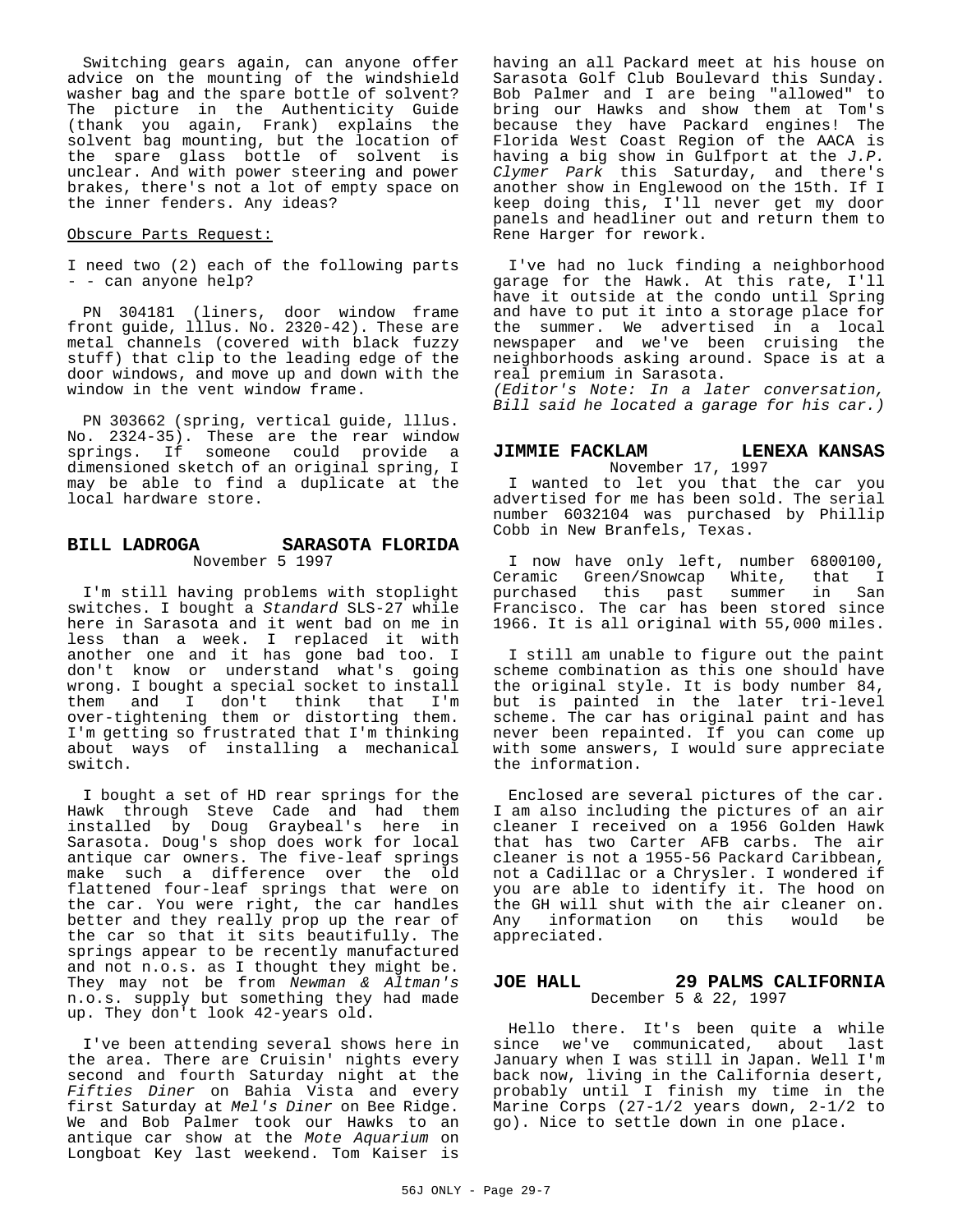Switching gears again, can anyone offer advice on the mounting of the windshield washer bag and the spare bottle of solvent? The picture in the Authenticity Guide (thank you again, Frank) explains the solvent bag mounting, but the location of the spare glass bottle of solvent is unclear. And with power steering and power brakes, there's not a lot of empty space on the inner fenders. Any ideas?

Obscure Parts Request:

I need two (2) each of the following parts - - can anyone help?

PN 304181 (liners, door window frame front guide, lllus. No. 2320-42). These are metal channels (covered with black fuzzy stuff) that clip to the leading edge of the door windows, and move up and down with the window in the vent window frame.

PN 303662 (spring, vertical guide, lllus. No. 2324-35). These are the rear window springs. If someone could provide a dimensioned sketch of an original spring, I may be able to find a duplicate at the local hardware store.

## BILL LADROGA SARASOTA FLORIDA

November 5 1997

I'm still having problems with stoplight switches. I bought a *Standard* SLS-27 while here in Sarasota and it went bad on me in less than a week. I replaced it with another one and it has gone bad too. I don't know or understand what's going wrong. I bought a special socket to install them and I don't think that I'm over-tightening them or distorting them. I'm getting so frustrated that I'm thinking about ways of installing a mechanical switch.

I bought a set of HD rear springs for the Hawk through Steve Cade and had them installed by Doug Graybeal's here in Sarasota. Doug's shop does work for local antique car owners. The five-leaf springs make such a difference over the old flattened four-leaf springs that were on the car. You were right, the car handles better and they really prop up the rear of the car so that it sits beautifully. The springs appear to be recently manufactured and not n.o.s. as I thought they might be. They may not be from *Newman & Altman's* n.o.s. supply but something they had made up. They don't look 42-years old.

I've been attending several shows here in the area. There are Cruisin' nights every second and fourth Saturday night at the *Fifties Diner* on Bahia Vista and every first Saturday at *Mel's Diner* on Bee Ridge. We and Bob Palmer took our Hawks to an antique car show at the *Mote Aquarium* on Longboat Key last weekend. Tom Kaiser is having an all Packard meet at his house on Sarasota Golf Club Boulevard this Sunday. Bob Palmer and I are being "allowed" to bring our Hawks and show them at Tom's because they have Packard engines! The Florida West Coast Region of the AACA is having a big show in Gulfport at the *J.P. Clymer Park* this Saturday, and there's another show in Englewood on the 15th. If I keep doing this, I'll never get my door panels and headliner out and return them to Rene Harger for rework.

I've had no luck finding a neighborhood garage for the Hawk. At this rate, I'll have it outside at the condo until Spring and have to put it into a storage place for the summer. We advertised in a local newspaper and we've been cruising the neighborhoods asking around. Space is at a real premium in Sarasota.

*(Editor's Note: In a later conversation, Bill said he located a garage for his car.)*

## JIMMIE FACKLAM LENEXA KANSAS

November 17, 1997

I wanted to let you that the car you advertised for me has been sold. The serial number 6032104 was purchased by Phillip Cobb in New Branfels, Texas.

I now have only left, number 6800100, Ceramic Green/Snowcap White, that I purchased this past summer in San Francisco. The car has been stored since 1966. It is all original with 55,000 miles.

I still am unable to figure out the paint scheme combination as this one should have the original style. It is body number 84, but is painted in the later tri-level scheme. The car has original paint and has never been repainted. If you can come up with some answers, I would sure appreciate the information.

Enclosed are several pictures of the car. I am also including the pictures of an air cleaner I received on a 1956 Golden Hawk that has two Carter AFB carbs. The air cleaner is not a 1955-56 Packard Caribbean, not a Cadillac or a Chrysler. I wondered if you are able to identify it. The hood on the GH will shut with the air cleaner on. Any information on this would be appreciated.

## JOE HALL 29 PALMS CALIFORNIA

December 5 & 22, 1997

Hello there. It's been quite a while since we've communicated, about last January when I was still in Japan. Well I'm back now, living in the California desert, probably until I finish my time in the Marine Corps (27-1/2 years down, 2-1/2 to go). Nice to settle down in one place.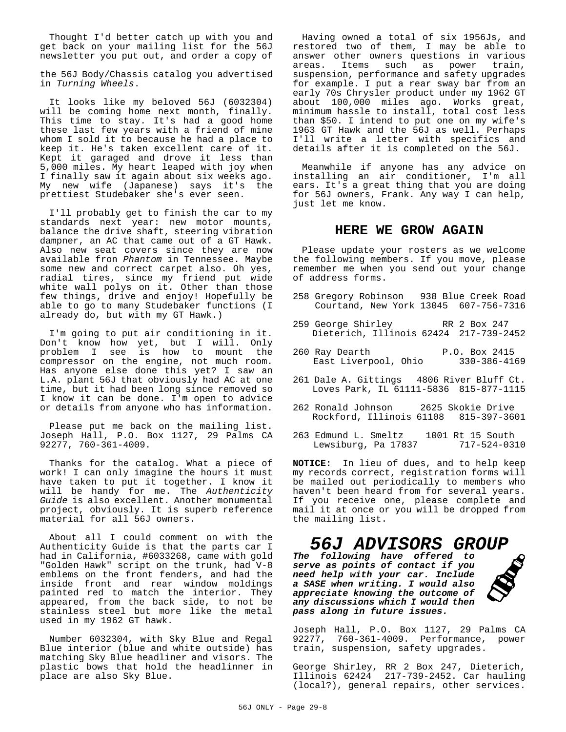Thought I'd better catch up with you and get back on your mailing list for the 56J newsletter you put out, and order a copy of

the 56J Body/Chassis catalog you advertised in *Turning Wheels*.

It looks like my beloved 56J (6032304) will be coming home next month, finally. This time to stay. It's had a good home these last few years with a friend of mine whom I sold it to because he had a place to keep it. He's taken excellent care of it. Kept it garaged and drove it less than 5,000 miles. My heart leaped with joy when I finally saw it again about six weeks ago. My new wife (Japanese) says it's the prettiest Studebaker she's ever seen.

I'll probably get to finish the car to my standards next year: new motor mounts, balance the drive shaft, steering vibration dampner, an AC that came out of a GT Hawk. Also new seat covers since they are now available fron *Phantom* in Tennessee. Maybe some new and correct carpet also. Oh yes, radial tires, since my friend put wide white wall polys on it. Other than those few things, drive and enjoy! Hopefully be able to go to many Studebaker functions (I already do, but with my GT Hawk.)

I'm going to put air conditioning in it. Don't know how yet, but I will. Only problem I see is how to mount the compressor on the engine, not much room. Has anyone else done this yet? I saw an L.A. plant 56J that obviously had AC at one time, but it had been long since removed so I know it can be done. I'm open to advice or details from anyone who has information.

Please put me back on the mailing list. Joseph Hall, P.O. Box 1127, 29 Palms CA 92277, 760-361-4009.

Thanks for the catalog. What a piece of work! I can only imagine the hours it must have taken to put it together. I know it will be handy for me. The *Authenticity Guide* is also excellent. Another monumental project, obviously. It is superb reference material for all 56J owners.

About all I could comment on with the Authenticity Guide is that the parts car I had in California, #6033268, came with gold "Golden Hawk" script on the trunk, had V-8 emblems on the front fenders, and had the inside front and rear window moldings painted red to match the interior. They appeared, from the back side, to not be stainless steel but more like the metal used in my 1962 GT hawk.

Number 6032304, with Sky Blue and Regal Blue interior (blue and white outside) has matching Sky Blue headliner and visors. The plastic bows that hold the headlinner in place are also Sky Blue.

Having owned a total of six 1956Js, and restored two of them, I may be able to answer other owners questions in various areas. Items such as power train, suspension, performance and safety upgrades for example. I put a rear sway bar from an early 70s Chrysler product under my 1962 GT about 100,000 miles ago. Works great, minimum hassle to install, total cost less than $50. I intend to put one on my wife's 1963 GT Hawk and the 56J as well. Perhaps I'll write a letter with specifics and details after it is completed on the 56J.

Meanwhile if anyone has any advice on installing an air conditioner, I'm all ears. It's a great thing that you are doing for 56J owners, Frank. Any way I can help, just let me know.

## HERE WE GROW AGAIN

Please update your rosters as we welcome the following members. If you move, please remember me when you send out your change of address forms.

258 Gregory Robinson 938 Blue Creek Road
Courtand, New York 13045 607-756-7316

259 George Shirley RR 2 Box 247
Dieterich, Illinois 62424 217-739-2452

260 Ray Dearth P.O. Box 2415
East Liverpool, Ohio 330-386-4169

261 Dale A. Gittings 4806 River Bluff Ct.
Loves Park, IL 61111-5836 815-877-1115

262 Ronald Johnson 2625 Skokie Drive
Rockford, Illinois 61108 815-397-3601

263 Edmund L. Smeltz 1001 Rt 15 South
Lewsiburg, Pa 17837 717-524-0310

**NOTICE:** In lieu of dues, and to help keep my records correct, registration forms will be mailed out periodically to members who haven't been heard from for several years. If you receive one, please complete and mail it at once or you will be dropped from the mailing list.

## *56J ADVISORS GROUP*

***The following have offered to serve as points of contact if you need help with your car. Include a SASE when writing. I would also appreciate knowing the outcome of any discussions which I would then pass along in future issues.***

Joseph Hall, P.O. Box 1127, 29 Palms CA 92277, 760-361-4009. Performance, power train, suspension, safety upgrades.

George Shirley, RR 2 Box 247, Dieterich, Illinois 62424 217-739-2452. Car hauling (local?), general repairs, other services.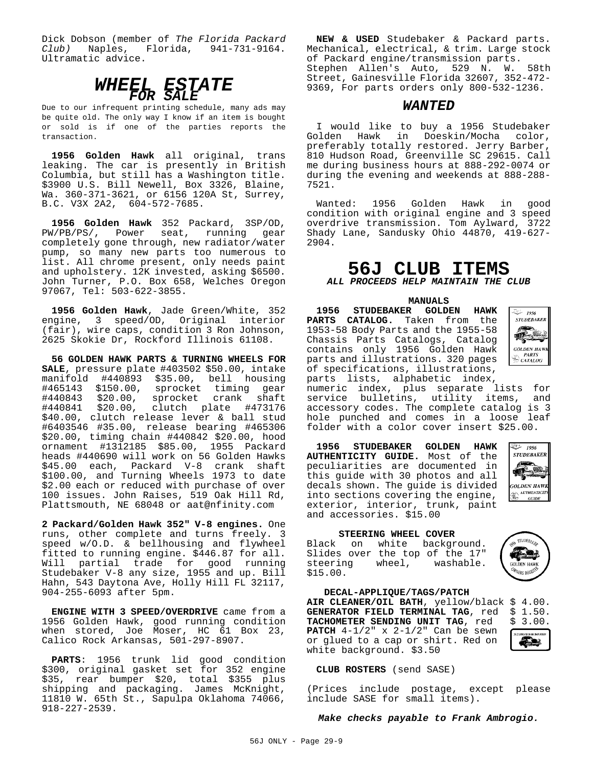Dick Dobson (member of *The Florida Packard Club)* Naples, Florida, 941-731-9164. Ultramatic advice.

## *WHEEL ESTATE*
### *FOR SALE*

Due to our infrequent printing schedule, many ads may be quite old. The only way I know if an item is bought or sold is if one of the parties reports the transaction.

**1956 Golden Hawk** all original, trans leaking. The car is presently in British Columbia, but still has a Washington title. $3900 U.S. Bill Newell, Box 3326, Blaine, Wa. 360-371-3621, or 6156 120A St, Surrey, B.C. V3X 2A2, 604-572-7685.

**1956 Golden Hawk** 352 Packard, 3SP/OD, PW/PB/PS/, Power seat, running gear completely gone through, new radiator/water pump, so many new parts too numerous to list. All chrome present, only needs paint and upholstery. 12K invested, asking $6500. John Turner, P.O. Box 658, Welches Oregon 97067, Tel: 503-622-3855.

**1956 Golden Hawk**, Jade Green/White, 352 engine, 3 speed/OD, Original interior (fair), wire caps, condition 3 Ron Johnson, 2625 Skokie Dr, Rockford Illinois 61108.

**56 GOLDEN HAWK PARTS & TURNING WHEELS FOR SALE**, pressure plate #403502 $50.00, intake manifold #440893 $35.00, bell housing #465143 $150.00, sprocket timing gear #440843 $20.00, sprocket crank shaft #440841 $20.00, clutch plate #473176 $40.00, clutch release lever & ball stud #6403546 #35.00, release bearing #465306 $20.00, timing chain #440842 $20.00, hood ornament #1312185 $85.00, 1955 Packard heads #440690 will work on 56 Golden Hawks $45.00 each, Packard V-8 crank shaft $100.00, and Turning Wheels 1973 to date $2.00 each or reduced with purchase of over 100 issues. John Raises, 519 Oak Hill Rd, Plattsmouth, NE 68048 or aat@nfinity.com

**2 Packard/Golden Hawk 352" V-8 engines.** One runs, other complete and turns freely. 3 speed w/O.D. & bellhousing and flywheel fitted to running engine. $446.87 for all. Will partial trade for good running Studebaker V-8 any size, 1955 and up. Bill Hahn, 543 Daytona Ave, Holly Hill FL 32117, 904-255-6093 after 5pm.

**ENGINE WITH 3 SPEED/OVERDRIVE** came from a 1956 Golden Hawk, good running condition when stored, Joe Moser, HC 61 Box 23, Calico Rock Arkansas, 501-297-8907.

**PARTS**: 1956 trunk lid good condition $300, original gasket set for 352 engine $35, rear bumper $20, total $355 plus shipping and packaging. James McKnight, 11810 W. 65th St., Sapulpa Oklahoma 74066, 918-227-2539.

**NEW & USED** Studebaker & Packard parts. Mechanical, electrical, & trim. Large stock of Packard engine/transmission parts. Stephen Allen's Auto, 529 N. W. 58th Street, Gainesville Florida 32607, 352-472-9369, For parts orders only 800-532-1236.

## *WANTED*

I would like to buy a 1956 Studebaker Golden Hawk in Doeskin/Mocha color, preferably totally restored. Jerry Barber, 810 Hudson Road, Greenville SC 29615. Call me during business hours at 888-292-0074 or during the evening and weekends at 888-288-7521.

Wanted: 1956 Golden Hawk in good condition with original engine and 3 speed overdrive transmission. Tom Aylward, 3722 Shady Lane, Sandusky Ohio 44870, 419-627-2904.

# 56J CLUB ITEMS
### *ALL PROCEEDS HELP MAINTAIN THE CLUB*

**MANUALS**

**1956 STUDEBAKER GOLDEN HAWK PARTS CATALOG.** Taken from the 1953-58 Body Parts and the 1955-58 Chassis Parts Catalogs, Catalog contains only 1956 Golden Hawk parts and illustrations. 320 pages of specifications, illustrations, parts lists, alphabetic index, numeric index, plus separate lists for service bulletins, utility items, and accessory codes. The complete catalog is 3 hole punched and comes in a loose leaf folder with a color cover insert $25.00.

**1956 STUDEBAKER GOLDEN HAWK AUTHENTICITY GUIDE.** Most of the peculiarities are documented in this guide with 30 photos and all decals shown. The guide is divided into sections covering the engine, exterior, interior, trunk, paint and accessories. $15.00

**STEERING WHEEL COVER**

Black on white background. Slides over the top of the 17" steering wheel, washable. $15.00.

**DECAL-APPLIQUE/TAGS/PATCH**

**AIR CLEANER/OIL BATH**, yellow/black $ 4.00.
**GENERATOR FIELD TERMINAL TAG**, red $ 1.50.
**TACHOMETER SENDING UNIT TAG**, red $ 3.00.
**PATCH** 4-1/2" x 2-1/2" Can be sewn or glued to a cap or shirt. Red on white background. $3.50

**CLUB ROSTERS** (send SASE)

(Prices include postage, except please include SASE for small items).

***Make checks payable to Frank Ambrogio.***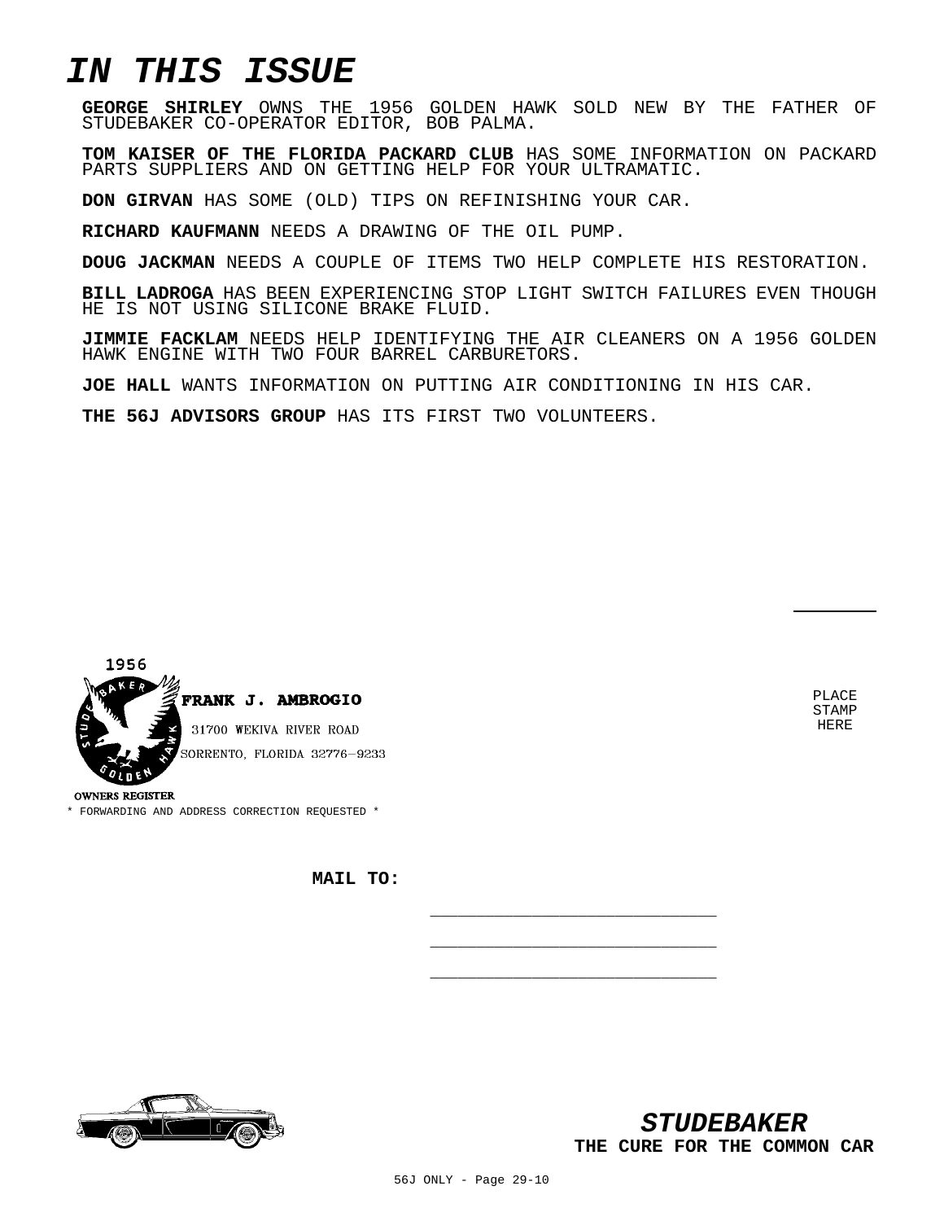# *IN THIS ISSUE*

**GEORGE SHIRLEY** OWNS THE 1956 GOLDEN HAWK SOLD NEW BY THE FATHER OF STUDEBAKER CO-OPERATOR EDITOR, BOB PALMA.

**TOM KAISER OF THE FLORIDA PACKARD CLUB** HAS SOME INFORMATION ON PACKARD PARTS SUPPLIERS AND ON GETTING HELP FOR YOUR ULTRAMATIC.

**DON GIRVAN** HAS SOME (OLD) TIPS ON REFINISHING YOUR CAR.

**RICHARD KAUFMANN** NEEDS A DRAWING OF THE OIL PUMP.

**DOUG JACKMAN** NEEDS A COUPLE OF ITEMS TWO HELP COMPLETE HIS RESTORATION.

**BILL LADROGA** HAS BEEN EXPERIENCING STOP LIGHT SWITCH FAILURES EVEN THOUGH HE IS NOT USING SILICONE BRAKE FLUID.

**JIMMIE FACKLAM** NEEDS HELP IDENTIFYING THE AIR CLEANERS ON A 1956 GOLDEN HAWK ENGINE WITH TWO FOUR BARREL CARBURETORS.

**JOE HALL** WANTS INFORMATION ON PUTTING AIR CONDITIONING IN HIS CAR.

**THE 56J ADVISORS GROUP** HAS ITS FIRST TWO VOLUNTEERS.

1956 STUDEBAKER GOLDEN HAWK

OWNERS REGISTER

**FRANK J. AMBROGIO**
31700 WEKIVA RIVER ROAD
SORRENTO, FLORIDA 32776-9233

\* FORWARDING AND ADDRESS CORRECTION REQUESTED \*

PLACE
STAMP
HERE

**MAIL TO:**

______________________________

______________________________

______________________________

***STUDEBAKER***
**THE CURE FOR THE COMMON CAR**